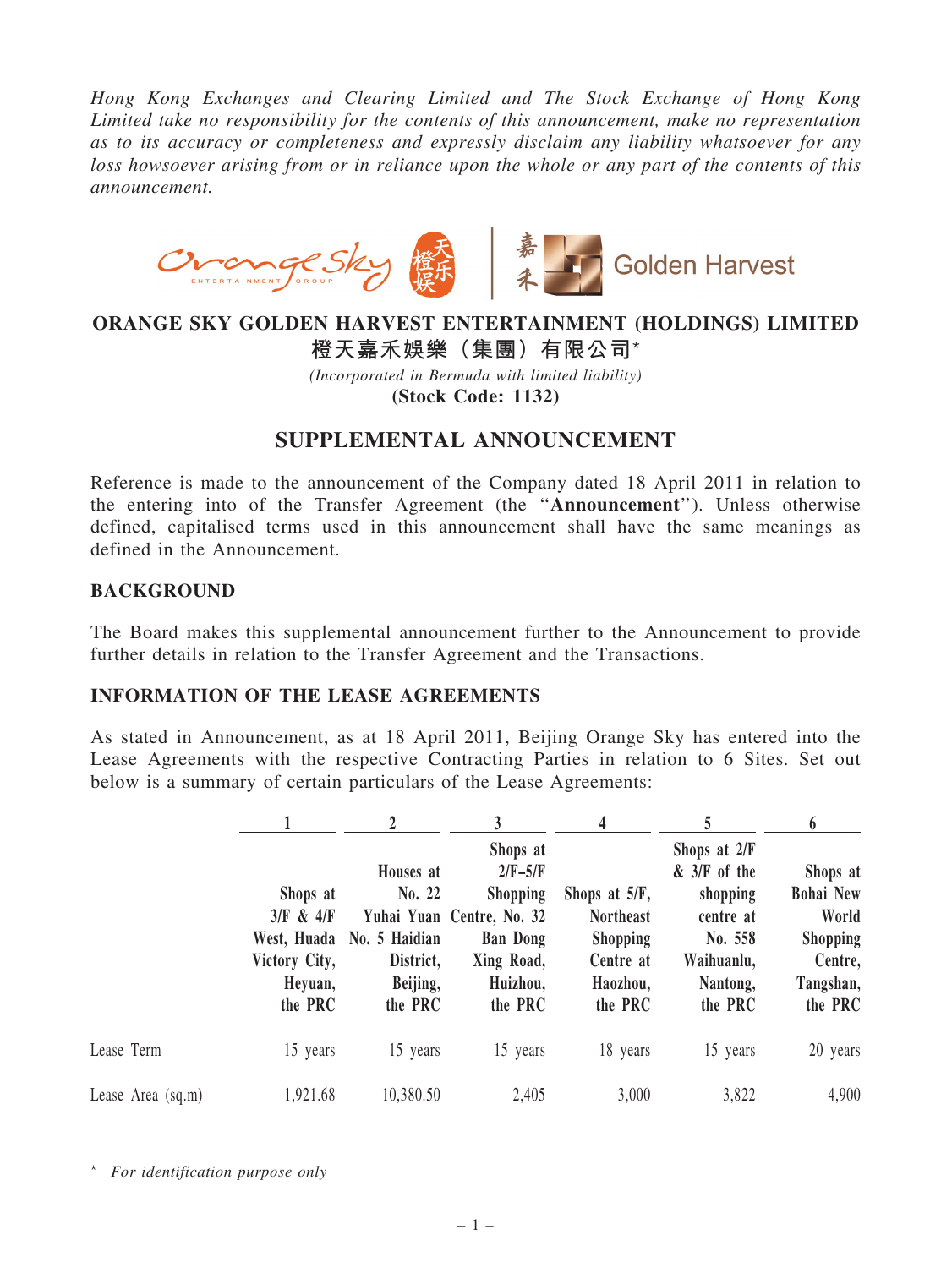*Hong Kong Exchanges and Clearing Limited and The Stock Exchange of Hong Kong Limited take no responsibility for the contents of this announcement, make no representation as to its accuracy or completeness and expressly disclaim any liability whatsoever for any loss howsoever arising from or in reliance upon the whole or any part of the contents of this announcement.*

**ORANGE SKY GOLDEN HARVEST ENTERTAINMENT (HOLDINGS) LIMITED**
**橙天嘉禾娛樂（集團）有限公司***
*(Incorporated in Bermuda with limited liability)*
**(Stock Code: 1132)**

# SUPPLEMENTAL ANNOUNCEMENT

Reference is made to the announcement of the Company dated 18 April 2011 in relation to the entering into of the Transfer Agreement (the "**Announcement**"). Unless otherwise defined, capitalised terms used in this announcement shall have the same meanings as defined in the Announcement.

## BACKGROUND

The Board makes this supplemental announcement further to the Announcement to provide further details in relation to the Transfer Agreement and the Transactions.

## INFORMATION OF THE LEASE AGREEMENTS

As stated in Announcement, as at 18 April 2011, Beijing Orange Sky has entered into the Lease Agreements with the respective Contracting Parties in relation to 6 Sites. Set out below is a summary of certain particulars of the Lease Agreements:

| | 1 | 2 | 3 | 4 | 5 | 6 |
|---|---|---|---|---|---|---|
| | **Shops at 3/F & 4/F West, Huada Victory City, Heyuan, the PRC** | **Houses at No. 22 Yuhai Yuan No. 5 Haidian District, Beijing, the PRC** | **Shops at 2/F–5/F Shopping Centre, No. 32 Ban Dong Xing Road, Huizhou, the PRC** | **Shops at 5/F, Northeast Shopping Centre at Haozhou, the PRC** | **Shops at 2/F & 3/F of the shopping centre at No. 558 Waihuanlu, Nantong, the PRC** | **Shops at Bohai New World Shopping Centre, Tangshan, the PRC** |
| Lease Term | 15 years | 15 years | 15 years | 18 years | 15 years | 20 years |
| Lease Area (sq.m) | 1,921.68 | 10,380.50 | 2,405 | 3,000 | 3,822 | 4,900 |

\* *For identification purpose only*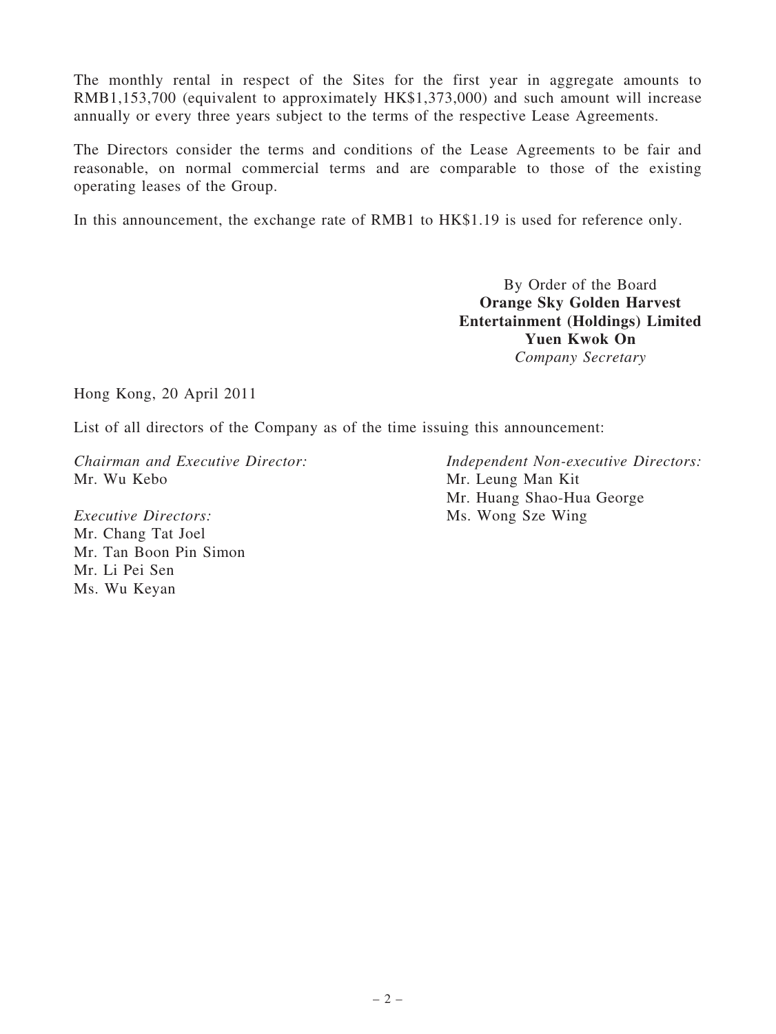The monthly rental in respect of the Sites for the first year in aggregate amounts to RMB1,153,700 (equivalent to approximately HK$1,373,000) and such amount will increase annually or every three years subject to the terms of the respective Lease Agreements.

The Directors consider the terms and conditions of the Lease Agreements to be fair and reasonable, on normal commercial terms and are comparable to those of the existing operating leases of the Group.

In this announcement, the exchange rate of RMB1 to HK$1.19 is used for reference only.

By Order of the Board
**Orange Sky Golden Harvest Entertainment (Holdings) Limited**
**Yuen Kwok On**
*Company Secretary*

Hong Kong, 20 April 2011

List of all directors of the Company as of the time issuing this announcement:

*Chairman and Executive Director:*
Mr. Wu Kebo

*Executive Directors:*
Mr. Chang Tat Joel
Mr. Tan Boon Pin Simon
Mr. Li Pei Sen
Ms. Wu Keyan

*Independent Non-executive Directors:*
Mr. Leung Man Kit
Mr. Huang Shao-Hua George
Ms. Wong Sze Wing